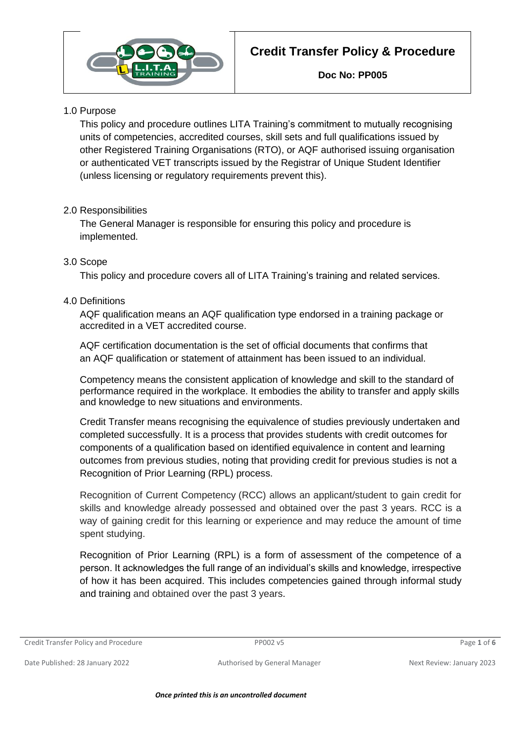# Credit Transfer Policy & Procedure

**Doc No: PP005**

## 1.0 Purpose

This policy and procedure outlines LITA Training's commitment to mutually recognising units of competencies, accredited courses, skill sets and full qualifications issued by other Registered Training Organisations (RTO), or AQF authorised issuing organisation or authenticated VET transcripts issued by the Registrar of Unique Student Identifier (unless licensing or regulatory requirements prevent this).

## 2.0 Responsibilities

The General Manager is responsible for ensuring this policy and procedure is implemented.

## 3.0 Scope

This policy and procedure covers all of LITA Training's training and related services.

## 4.0 Definitions

AQF qualification means an AQF qualification type endorsed in a training package or accredited in a VET accredited course.

AQF certification documentation is the set of official documents that confirms that an AQF qualification or statement of attainment has been issued to an individual.

Competency means the consistent application of knowledge and skill to the standard of performance required in the workplace. It embodies the ability to transfer and apply skills and knowledge to new situations and environments.

Credit Transfer means recognising the equivalence of studies previously undertaken and completed successfully. It is a process that provides students with credit outcomes for components of a qualification based on identified equivalence in content and learning outcomes from previous studies, noting that providing credit for previous studies is not a Recognition of Prior Learning (RPL) process.

Recognition of Current Competency (RCC) allows an applicant/student to gain credit for skills and knowledge already possessed and obtained over the past 3 years. RCC is a way of gaining credit for this learning or experience and may reduce the amount of time spent studying.

Recognition of Prior Learning (RPL) is a form of assessment of the competence of a person. It acknowledges the full range of an individual's skills and knowledge, irrespective of how it has been acquired. This includes competencies gained through informal study and training and obtained over the past 3 years.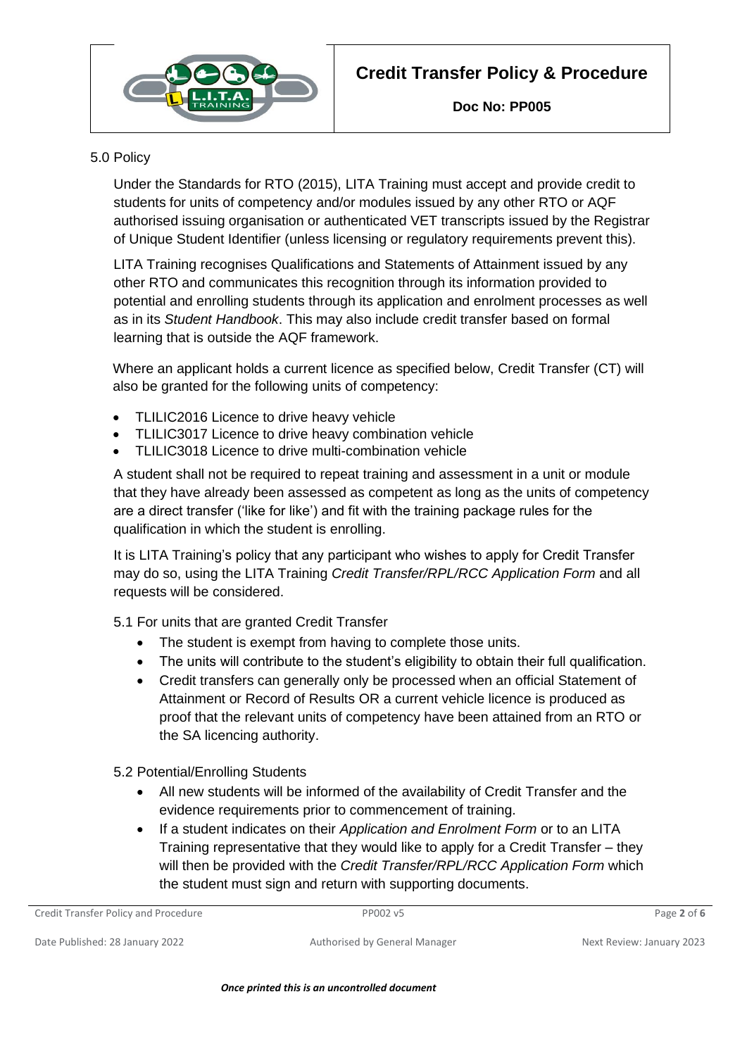## 5.0 Policy

Under the Standards for RTO (2015), LITA Training must accept and provide credit to students for units of competency and/or modules issued by any other RTO or AQF authorised issuing organisation or authenticated VET transcripts issued by the Registrar of Unique Student Identifier (unless licensing or regulatory requirements prevent this).

LITA Training recognises Qualifications and Statements of Attainment issued by any other RTO and communicates this recognition through its information provided to potential and enrolling students through its application and enrolment processes as well as in its *Student Handbook*. This may also include credit transfer based on formal learning that is outside the AQF framework.

Where an applicant holds a current licence as specified below, Credit Transfer (CT) will also be granted for the following units of competency:

- TLILIC2016 Licence to drive heavy vehicle
- TLILIC3017 Licence to drive heavy combination vehicle
- TLILIC3018 Licence to drive multi-combination vehicle

A student shall not be required to repeat training and assessment in a unit or module that they have already been assessed as competent as long as the units of competency are a direct transfer ('like for like') and fit with the training package rules for the qualification in which the student is enrolling.

It is LITA Training's policy that any participant who wishes to apply for Credit Transfer may do so, using the LITA Training *Credit Transfer/RPL/RCC Application Form* and all requests will be considered.

### 5.1 For units that are granted Credit Transfer

- The student is exempt from having to complete those units.
- The units will contribute to the student's eligibility to obtain their full qualification.
- Credit transfers can generally only be processed when an official Statement of Attainment or Record of Results OR a current vehicle licence is produced as proof that the relevant units of competency have been attained from an RTO or the SA licencing authority.

### 5.2 Potential/Enrolling Students

- All new students will be informed of the availability of Credit Transfer and the evidence requirements prior to commencement of training.
- If a student indicates on their *Application and Enrolment Form* or to an LITA Training representative that they would like to apply for a Credit Transfer – they will then be provided with the *Credit Transfer/RPL/RCC Application Form* which the student must sign and return with supporting documents.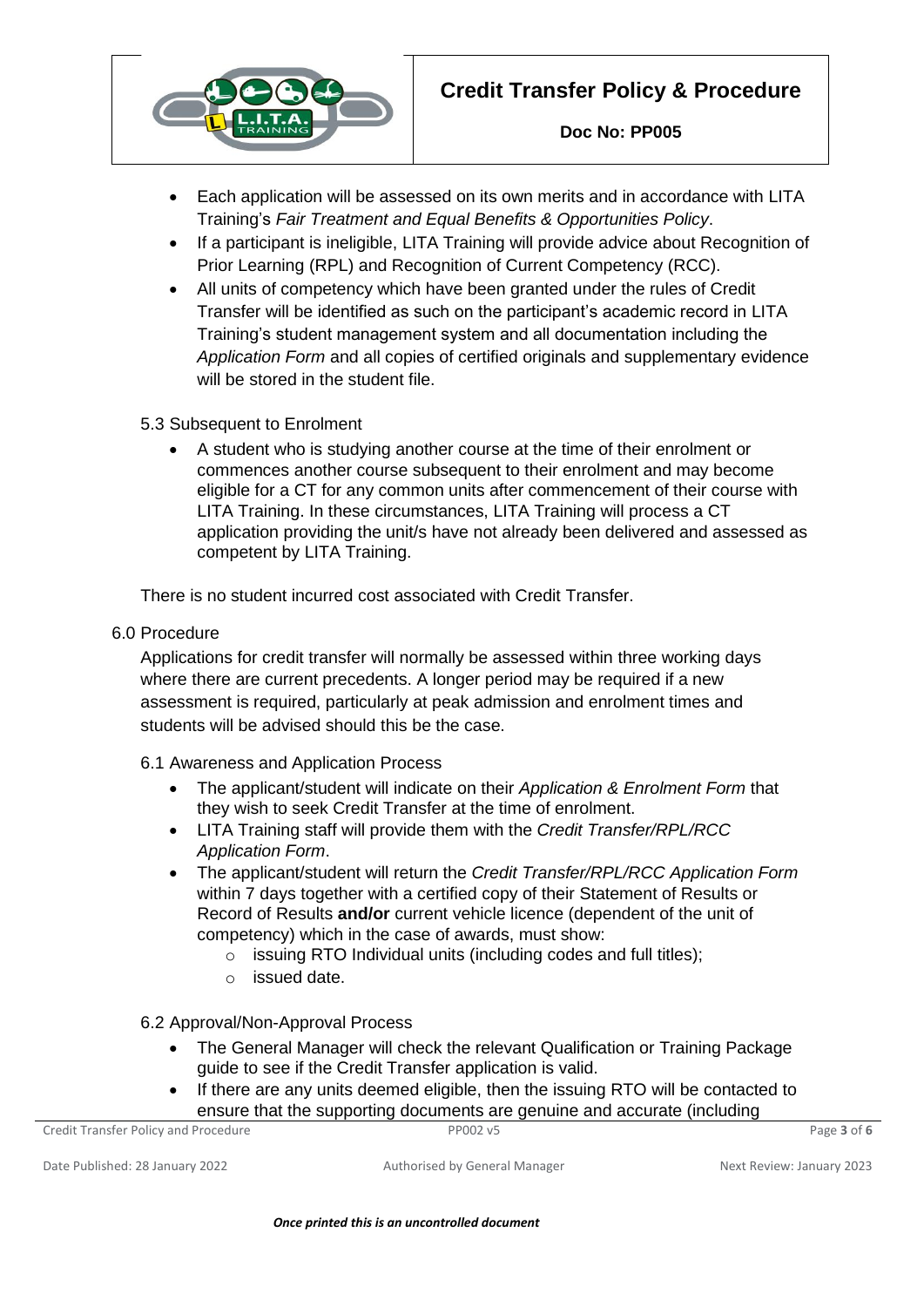- Each application will be assessed on its own merits and in accordance with LITA Training's *Fair Treatment and Equal Benefits & Opportunities Policy*.
- If a participant is ineligible, LITA Training will provide advice about Recognition of Prior Learning (RPL) and Recognition of Current Competency (RCC).
- All units of competency which have been granted under the rules of Credit Transfer will be identified as such on the participant's academic record in LITA Training's student management system and all documentation including the *Application Form* and all copies of certified originals and supplementary evidence will be stored in the student file.

### 5.3 Subsequent to Enrolment

- A student who is studying another course at the time of their enrolment or commences another course subsequent to their enrolment and may become eligible for a CT for any common units after commencement of their course with LITA Training. In these circumstances, LITA Training will process a CT application providing the unit/s have not already been delivered and assessed as competent by LITA Training.

There is no student incurred cost associated with Credit Transfer.

## 6.0 Procedure

Applications for credit transfer will normally be assessed within three working days where there are current precedents. A longer period may be required if a new assessment is required, particularly at peak admission and enrolment times and students will be advised should this be the case.

### 6.1 Awareness and Application Process

- The applicant/student will indicate on their *Application & Enrolment Form* that they wish to seek Credit Transfer at the time of enrolment.
- LITA Training staff will provide them with the *Credit Transfer/RPL/RCC Application Form*.
- The applicant/student will return the *Credit Transfer/RPL/RCC Application Form* within 7 days together with a certified copy of their Statement of Results or Record of Results **and/or** current vehicle licence (dependent of the unit of competency) which in the case of awards, must show:
  - issuing RTO Individual units (including codes and full titles);
  - issued date.

### 6.2 Approval/Non-Approval Process

- The General Manager will check the relevant Qualification or Training Package guide to see if the Credit Transfer application is valid.
- If there are any units deemed eligible, then the issuing RTO will be contacted to ensure that the supporting documents are genuine and accurate (including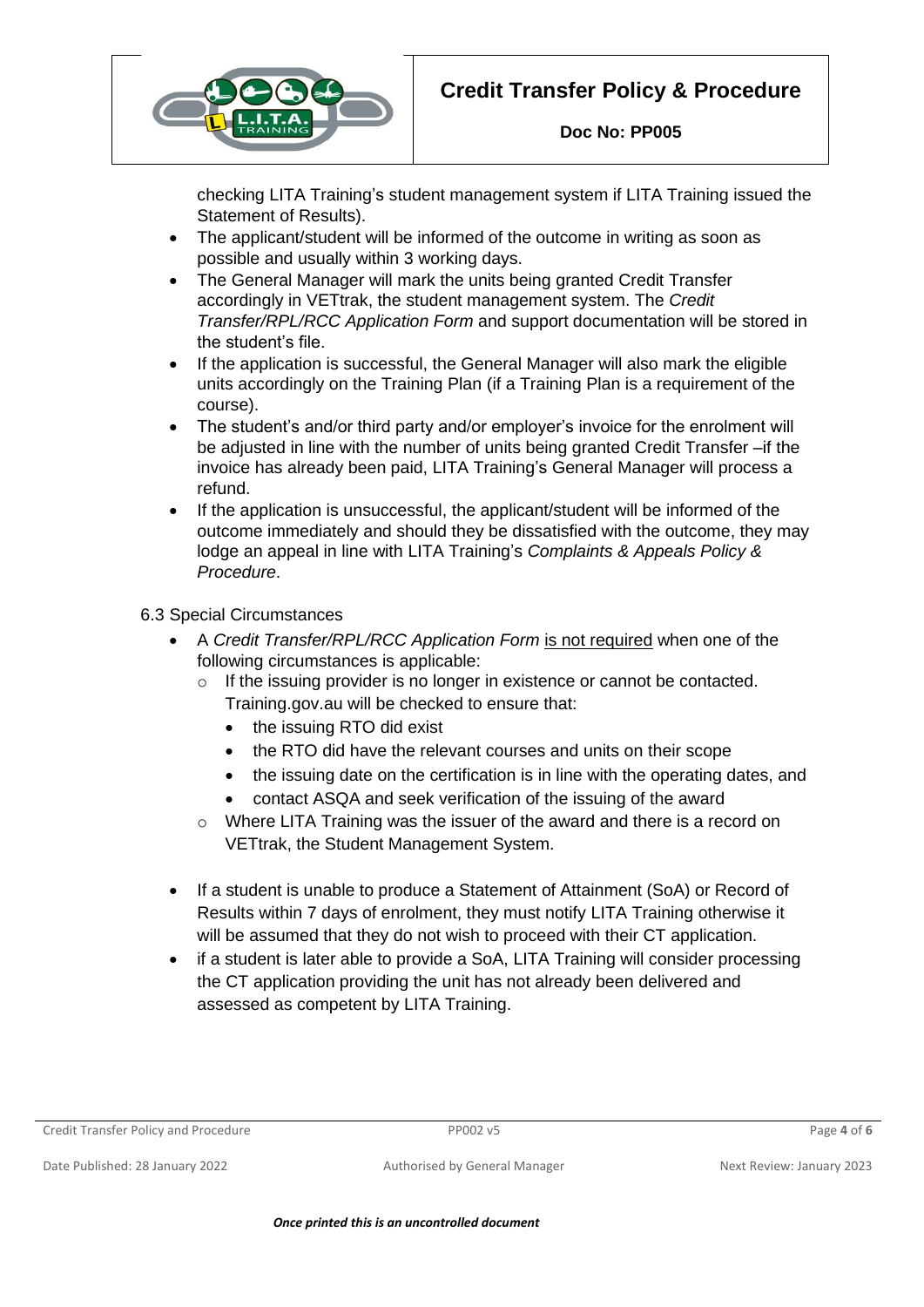checking LITA Training's student management system if LITA Training issued the Statement of Results).

- The applicant/student will be informed of the outcome in writing as soon as possible and usually within 3 working days.
- The General Manager will mark the units being granted Credit Transfer accordingly in VETtrak, the student management system. The *Credit Transfer/RPL/RCC Application Form* and support documentation will be stored in the student's file.
- If the application is successful, the General Manager will also mark the eligible units accordingly on the Training Plan (if a Training Plan is a requirement of the course).
- The student's and/or third party and/or employer's invoice for the enrolment will be adjusted in line with the number of units being granted Credit Transfer –if the invoice has already been paid, LITA Training's General Manager will process a refund.
- If the application is unsuccessful, the applicant/student will be informed of the outcome immediately and should they be dissatisfied with the outcome, they may lodge an appeal in line with LITA Training's *Complaints & Appeals Policy & Procedure*.

6.3 Special Circumstances

- A *Credit Transfer/RPL/RCC Application Form* <u>is not required</u> when one of the following circumstances is applicable:
  - If the issuing provider is no longer in existence or cannot be contacted. Training.gov.au will be checked to ensure that:
    - the issuing RTO did exist
    - the RTO did have the relevant courses and units on their scope
    - the issuing date on the certification is in line with the operating dates, and
    - contact ASQA and seek verification of the issuing of the award
  - Where LITA Training was the issuer of the award and there is a record on VETtrak, the Student Management System.

- If a student is unable to produce a Statement of Attainment (SoA) or Record of Results within 7 days of enrolment, they must notify LITA Training otherwise it will be assumed that they do not wish to proceed with their CT application.
- if a student is later able to provide a SoA, LITA Training will consider processing the CT application providing the unit has not already been delivered and assessed as competent by LITA Training.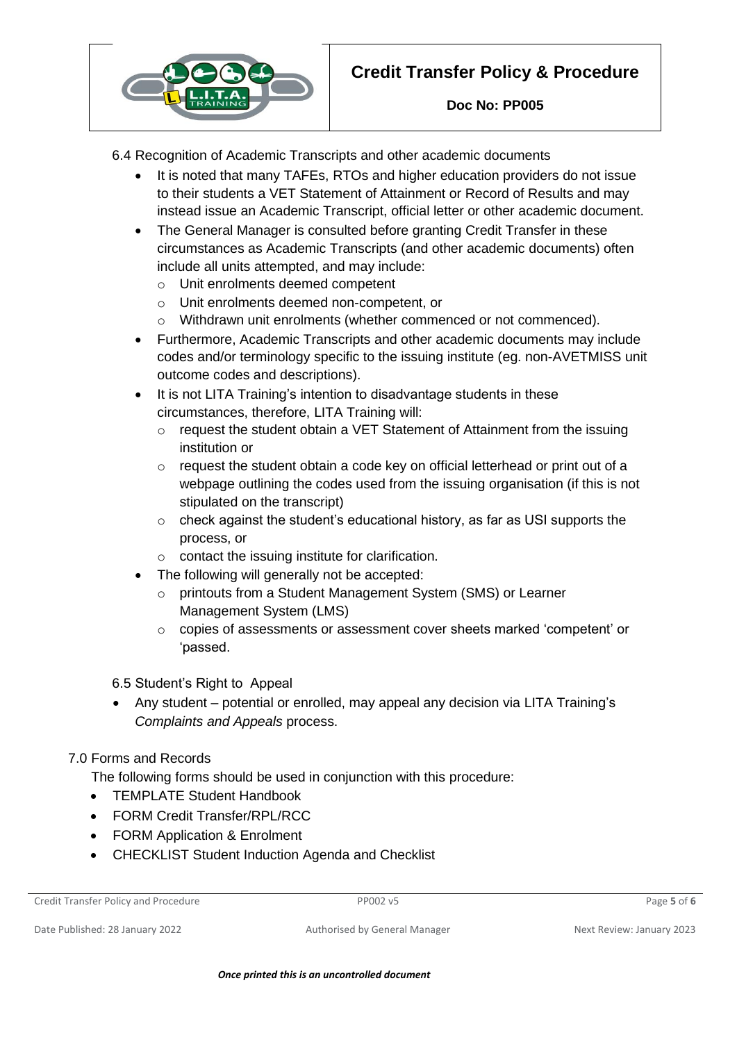6.4 Recognition of Academic Transcripts and other academic documents

- It is noted that many TAFEs, RTOs and higher education providers do not issue to their students a VET Statement of Attainment or Record of Results and may instead issue an Academic Transcript, official letter or other academic document.
- The General Manager is consulted before granting Credit Transfer in these circumstances as Academic Transcripts (and other academic documents) often include all units attempted, and may include:
  - Unit enrolments deemed competent
  - Unit enrolments deemed non-competent, or
  - Withdrawn unit enrolments (whether commenced or not commenced).
- Furthermore, Academic Transcripts and other academic documents may include codes and/or terminology specific to the issuing institute (eg. non-AVETMISS unit outcome codes and descriptions).
- It is not LITA Training's intention to disadvantage students in these circumstances, therefore, LITA Training will:
  - request the student obtain a VET Statement of Attainment from the issuing institution or
  - request the student obtain a code key on official letterhead or print out of a webpage outlining the codes used from the issuing organisation (if this is not stipulated on the transcript)
  - check against the student's educational history, as far as USI supports the process, or
  - contact the issuing institute for clarification.
- The following will generally not be accepted:
  - printouts from a Student Management System (SMS) or Learner Management System (LMS)
  - copies of assessments or assessment cover sheets marked 'competent' or 'passed.

6.5 Student's Right to Appeal

- Any student – potential or enrolled, may appeal any decision via LITA Training's *Complaints and Appeals* process.

7.0 Forms and Records

The following forms should be used in conjunction with this procedure:

- TEMPLATE Student Handbook
- FORM Credit Transfer/RPL/RCC
- FORM Application & Enrolment
- CHECKLIST Student Induction Agenda and Checklist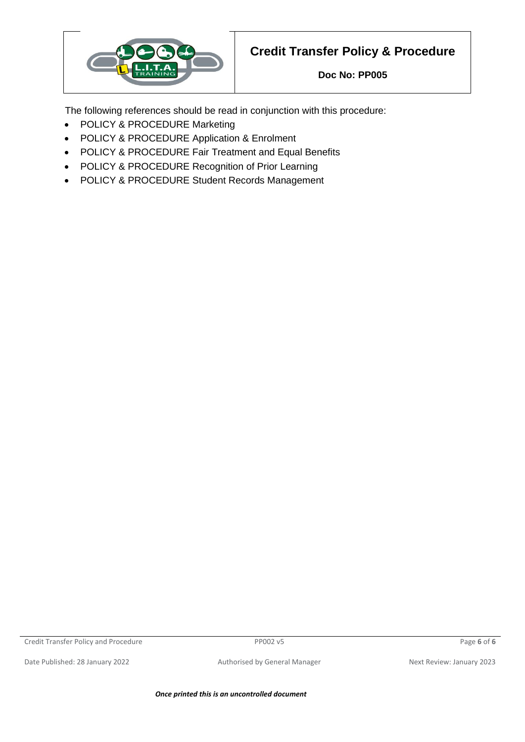The following references should be read in conjunction with this procedure:

- POLICY & PROCEDURE Marketing
- POLICY & PROCEDURE Application & Enrolment
- POLICY & PROCEDURE Fair Treatment and Equal Benefits
- POLICY & PROCEDURE Recognition of Prior Learning
- POLICY & PROCEDURE Student Records Management